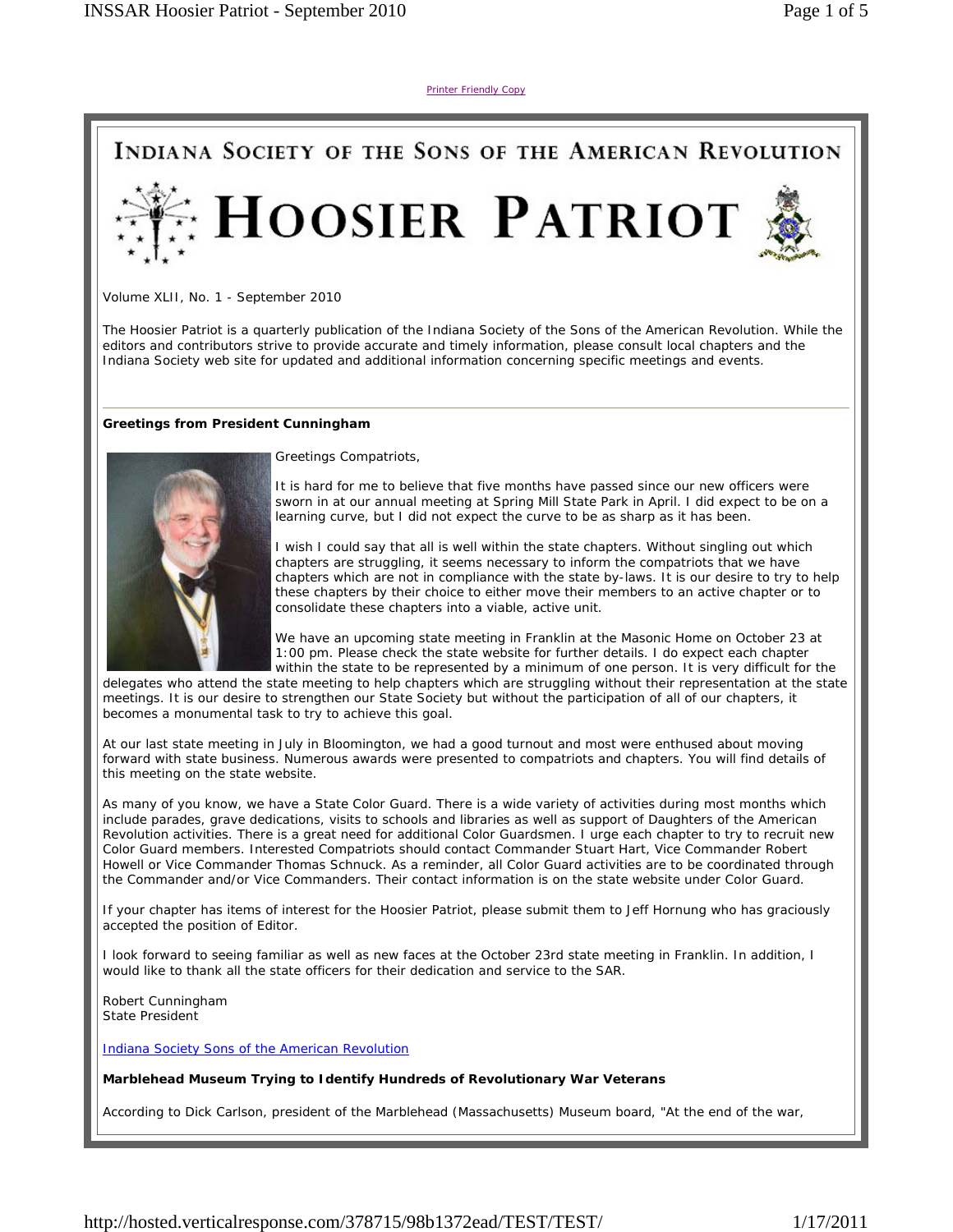Printer Friendly Copy

# INDIANA SOCIETY OF THE SONS OF THE AMERICAN REVOLUTION

# HOOSIER PATRIOT

Volume XLII, No. 1 - September 2010

The Hoosier Patriot is a quarterly publication of the Indiana Society of the Sons of the American Revolution. While the editors and contributors strive to provide accurate and timely information, please consult local chapters and the Indiana Society web site for updated and additional information concerning specific meetings and events.

---

**Greetings from President Cunningham**

Greetings Compatriots,

It is hard for me to believe that five months have passed since our new officers were sworn in at our annual meeting at Spring Mill State Park in April. I did expect to be on a learning curve, but I did not expect the curve to be as sharp as it has been.

I wish I could say that all is well within the state chapters. Without singling out which chapters are struggling, it seems necessary to inform the compatriots that we have chapters which are not in compliance with the state by-laws. It is our desire to try to help these chapters by their choice to either move their members to an active chapter or to consolidate these chapters into a viable, active unit.

We have an upcoming state meeting in Franklin at the Masonic Home on October 23 at 1:00 pm. Please check the state website for further details. I do expect each chapter within the state to be represented by a minimum of one person. It is very difficult for the delegates who attend the state meeting to help chapters which are struggling without their representation at the state meetings. It is our desire to strengthen our State Society but without the participation of all of our chapters, it becomes a monumental task to try to achieve this goal.

At our last state meeting in July in Bloomington, we had a good turnout and most were enthused about moving forward with state business. Numerous awards were presented to compatriots and chapters. You will find details of this meeting on the state website.

As many of you know, we have a State Color Guard. There is a wide variety of activities during most months which include parades, grave dedications, visits to schools and libraries as well as support of Daughters of the American Revolution activities. There is a great need for additional Color Guardsmen. I urge each chapter to try to recruit new Color Guard members. Interested Compatriots should contact Commander Stuart Hart, Vice Commander Robert Howell or Vice Commander Thomas Schnuck. As a reminder, all Color Guard activities are to be coordinated through the Commander and/or Vice Commanders. Their contact information is on the state website under Color Guard.

If your chapter has items of interest for the Hoosier Patriot, please submit them to Jeff Hornung who has graciously accepted the position of Editor.

I look forward to seeing familiar as well as new faces at the October 23rd state meeting in Franklin. In addition, I would like to thank all the state officers for their dedication and service to the SAR.

Robert Cunningham
State President

Indiana Society Sons of the American Revolution

**Marblehead Museum Trying to Identify Hundreds of Revolutionary War Veterans**

According to Dick Carlson, president of the Marblehead (Massachusetts) Museum board, "At the end of the war,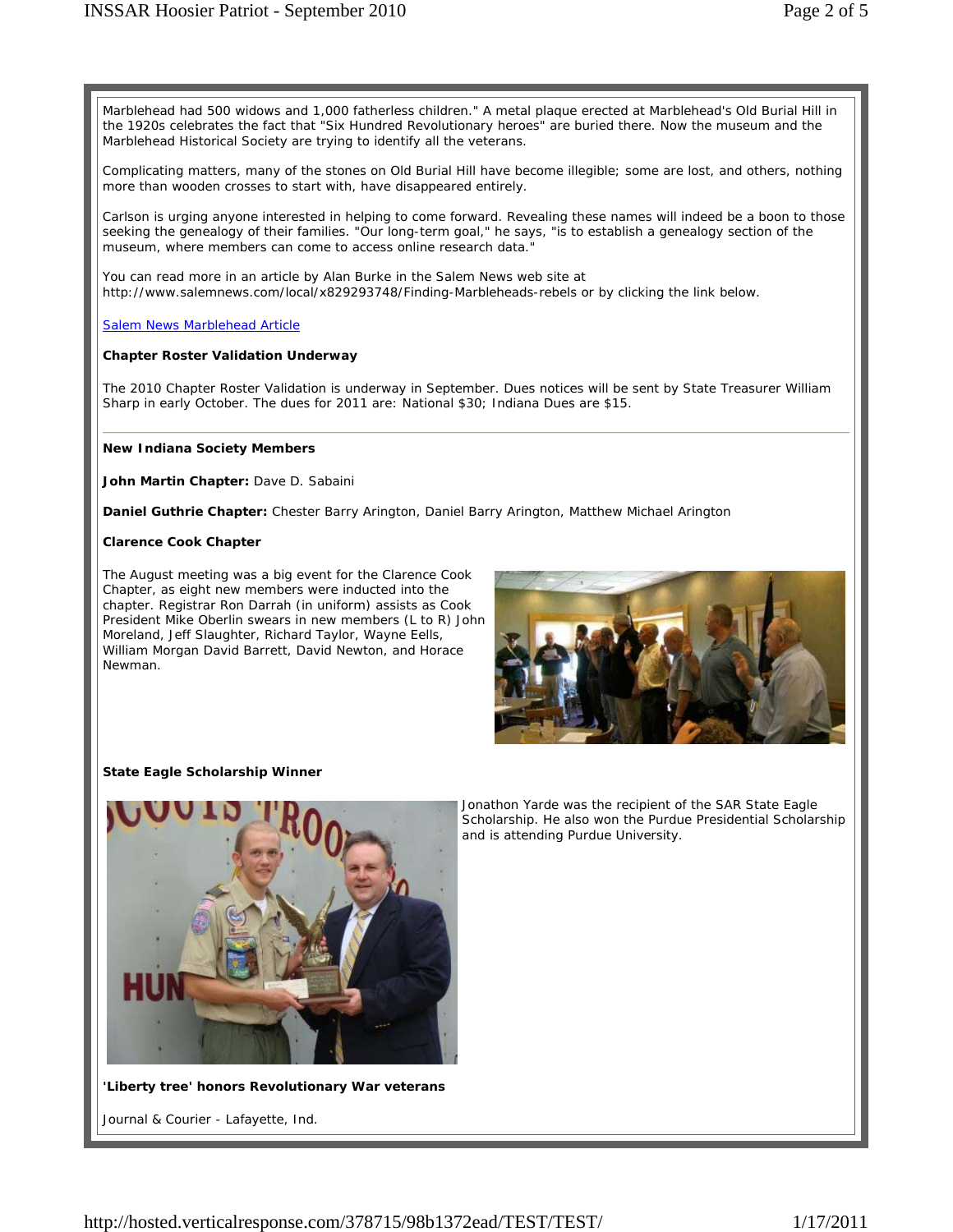Marblehead had 500 widows and 1,000 fatherless children." A metal plaque erected at Marblehead's Old Burial Hill in the 1920s celebrates the fact that "Six Hundred Revolutionary heroes" are buried there. Now the museum and the Marblehead Historical Society are trying to identify all the veterans.

Complicating matters, many of the stones on Old Burial Hill have become illegible; some are lost, and others, nothing more than wooden crosses to start with, have disappeared entirely.

Carlson is urging anyone interested in helping to come forward. Revealing these names will indeed be a boon to those seeking the genealogy of their families. "Our long-term goal," he says, "is to establish a genealogy section of the museum, where members can come to access online research data."

You can read more in an article by Alan Burke in the Salem News web site at http://www.salemnews.com/local/x829293748/Finding-Marbleheads-rebels or by clicking the link below.

[Salem News Marblehead Article]

**Chapter Roster Validation Underway**

The 2010 Chapter Roster Validation is underway in September. Dues notices will be sent by State Treasurer William Sharp in early October. The dues for 2011 are: National $30; Indiana Dues are $15.

---

**New Indiana Society Members**

**John Martin Chapter:** Dave D. Sabaini

**Daniel Guthrie Chapter:** Chester Barry Arington, Daniel Barry Arington, Matthew Michael Arington

**Clarence Cook Chapter**

The August meeting was a big event for the Clarence Cook Chapter, as eight new members were inducted into the chapter. Registrar Ron Darrah (in uniform) assists as Cook President Mike Oberlin swears in new members (L to R) John Moreland, Jeff Slaughter, Richard Taylor, Wayne Eells, William Morgan David Barrett, David Newton, and Horace Newman.

**State Eagle Scholarship Winner**

Jonathon Yarde was the recipient of the SAR State Eagle Scholarship. He also won the Purdue Presidential Scholarship and is attending Purdue University.

**'Liberty tree' honors Revolutionary War veterans**

Journal & Courier - Lafayette, Ind.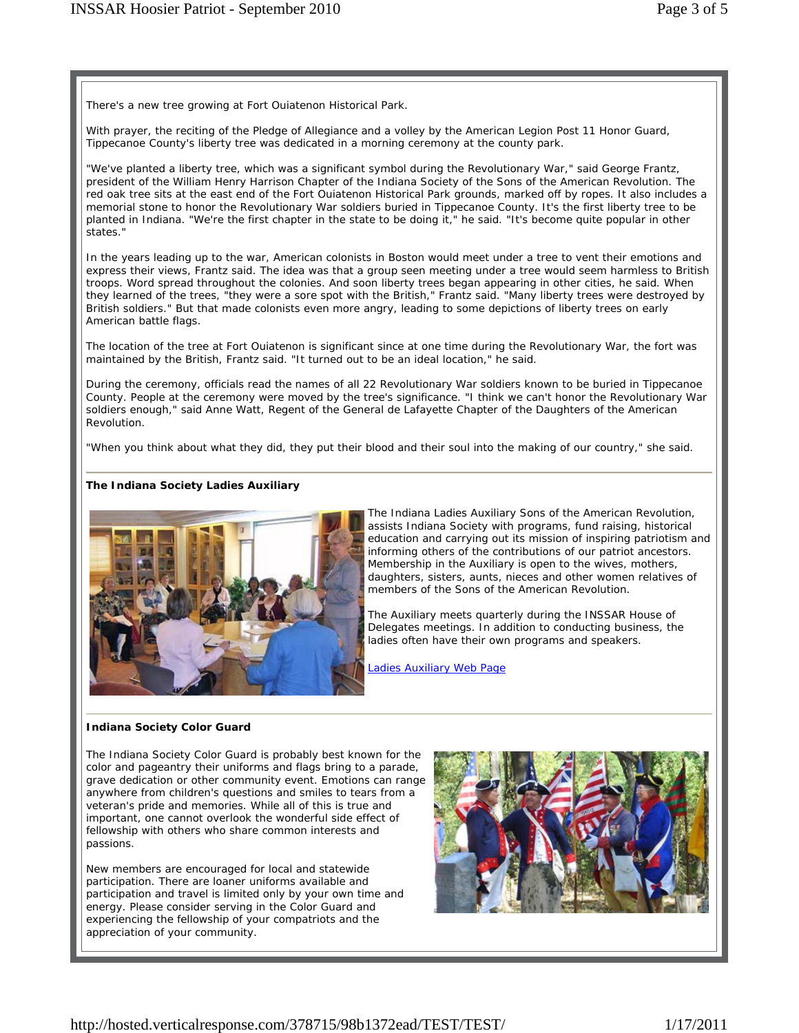There's a new tree growing at Fort Ouiatenon Historical Park.

With prayer, the reciting of the Pledge of Allegiance and a volley by the American Legion Post 11 Honor Guard, Tippecanoe County's liberty tree was dedicated in a morning ceremony at the county park.

"We've planted a liberty tree, which was a significant symbol during the Revolutionary War," said George Frantz, president of the William Henry Harrison Chapter of the Indiana Society of the Sons of the American Revolution. The red oak tree sits at the east end of the Fort Ouiatenon Historical Park grounds, marked off by ropes. It also includes a memorial stone to honor the Revolutionary War soldiers buried in Tippecanoe County. It's the first liberty tree to be planted in Indiana. "We're the first chapter in the state to be doing it," he said. "It's become quite popular in other states."

In the years leading up to the war, American colonists in Boston would meet under a tree to vent their emotions and express their views, Frantz said. The idea was that a group seen meeting under a tree would seem harmless to British troops. Word spread throughout the colonies. And soon liberty trees began appearing in other cities, he said. When they learned of the trees, "they were a sore spot with the British," Frantz said. "Many liberty trees were destroyed by British soldiers." But that made colonists even more angry, leading to some depictions of liberty trees on early American battle flags.

The location of the tree at Fort Ouiatenon is significant since at one time during the Revolutionary War, the fort was maintained by the British, Frantz said. "It turned out to be an ideal location," he said.

During the ceremony, officials read the names of all 22 Revolutionary War soldiers known to be buried in Tippecanoe County. People at the ceremony were moved by the tree's significance. "I think we can't honor the Revolutionary War soldiers enough," said Anne Watt, Regent of the General de Lafayette Chapter of the Daughters of the American Revolution.

"When you think about what they did, they put their blood and their soul into the making of our country," she said.

---

**The Indiana Society Ladies Auxiliary**

The Indiana Ladies Auxiliary Sons of the American Revolution, assists Indiana Society with programs, fund raising, historical education and carrying out its mission of inspiring patriotism and informing others of the contributions of our patriot ancestors. Membership in the Auxiliary is open to the wives, mothers, daughters, sisters, aunts, nieces and other women relatives of members of the Sons of the American Revolution.

The Auxiliary meets quarterly during the INSSAR House of Delegates meetings. In addition to conducting business, the ladies often have their own programs and speakers.

Ladies Auxiliary Web Page

---

**Indiana Society Color Guard**

The Indiana Society Color Guard is probably best known for the color and pageantry their uniforms and flags bring to a parade, grave dedication or other community event. Emotions can range anywhere from children's questions and smiles to tears from a veteran's pride and memories. While all of this is true and important, one cannot overlook the wonderful side effect of fellowship with others who share common interests and passions.

New members are encouraged for local and statewide participation. There are loaner uniforms available and participation and travel is limited only by your own time and energy. Please consider serving in the Color Guard and experiencing the fellowship of your compatriots and the appreciation of your community.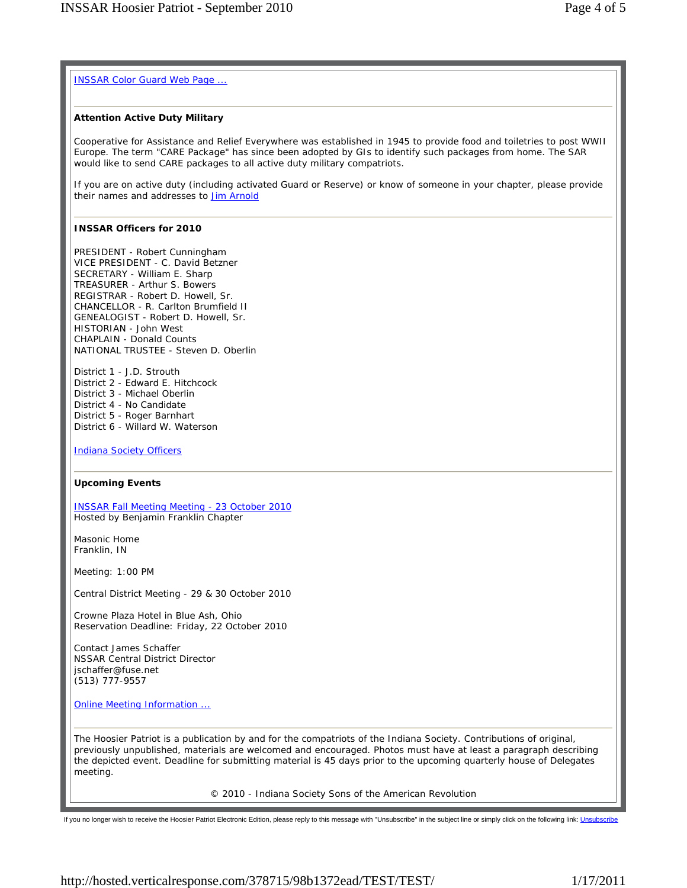INSSAR Color Guard Web Page ...

---

**Attention Active Duty Military**

Cooperative for Assistance and Relief Everywhere was established in 1945 to provide food and toiletries to post WWII Europe. The term "CARE Package" has since been adopted by GIs to identify such packages from home. The SAR would like to send CARE packages to all active duty military compatriots.

If you are on active duty (including activated Guard or Reserve) or know of someone in your chapter, please provide their names and addresses to Jim Arnold

---

**INSSAR Officers for 2010**

PRESIDENT - Robert Cunningham
VICE PRESIDENT - C. David Betzner
SECRETARY - William E. Sharp
TREASURER - Arthur S. Bowers
REGISTRAR - Robert D. Howell, Sr.
CHANCELLOR - R. Carlton Brumfield II
GENEALOGIST - Robert D. Howell, Sr.
HISTORIAN - John West
CHAPLAIN - Donald Counts
NATIONAL TRUSTEE - Steven D. Oberlin

District 1 - J.D. Strouth
District 2 - Edward E. Hitchcock
District 3 - Michael Oberlin
District 4 - No Candidate
District 5 - Roger Barnhart
District 6 - Willard W. Waterson

Indiana Society Officers

---

**Upcoming Events**

INSSAR Fall Meeting Meeting - 23 October 2010
Hosted by Benjamin Franklin Chapter

Masonic Home
Franklin, IN

Meeting: 1:00 PM

Central District Meeting - 29 & 30 October 2010

Crowne Plaza Hotel in Blue Ash, Ohio
Reservation Deadline: Friday, 22 October 2010

Contact James Schaffer
NSSAR Central District Director
jschaffer@fuse.net
(513) 777-9557

Online Meeting Information ...

---

The Hoosier Patriot is a publication by and for the compatriots of the Indiana Society. Contributions of original, previously unpublished, materials are welcomed and encouraged. Photos must have at least a paragraph describing the depicted event. Deadline for submitting material is 45 days prior to the upcoming quarterly house of Delegates meeting.

© 2010 - Indiana Society Sons of the American Revolution

If you no longer wish to receive the Hoosier Patriot Electronic Edition, please reply to this message with "Unsubscribe" in the subject line or simply click on the following link: Unsubscribe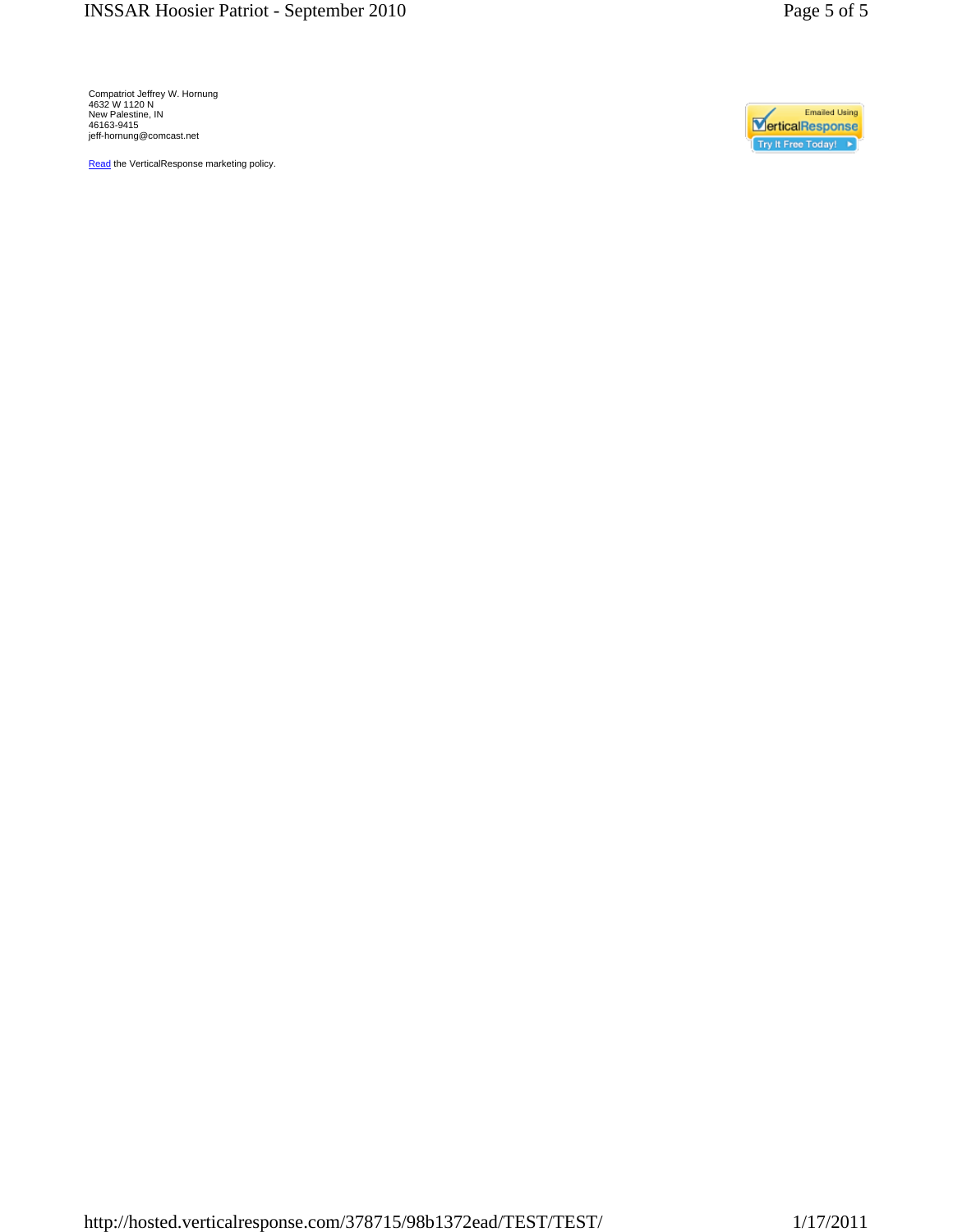Compatriot Jeffrey W. Hornung
4632 W 1120 N
New Palestine, IN
46163-9415
jeff-hornung@comcast.net

Read the VerticalResponse marketing policy.

Emailed Using VerticalResponse
Try It Free Today!